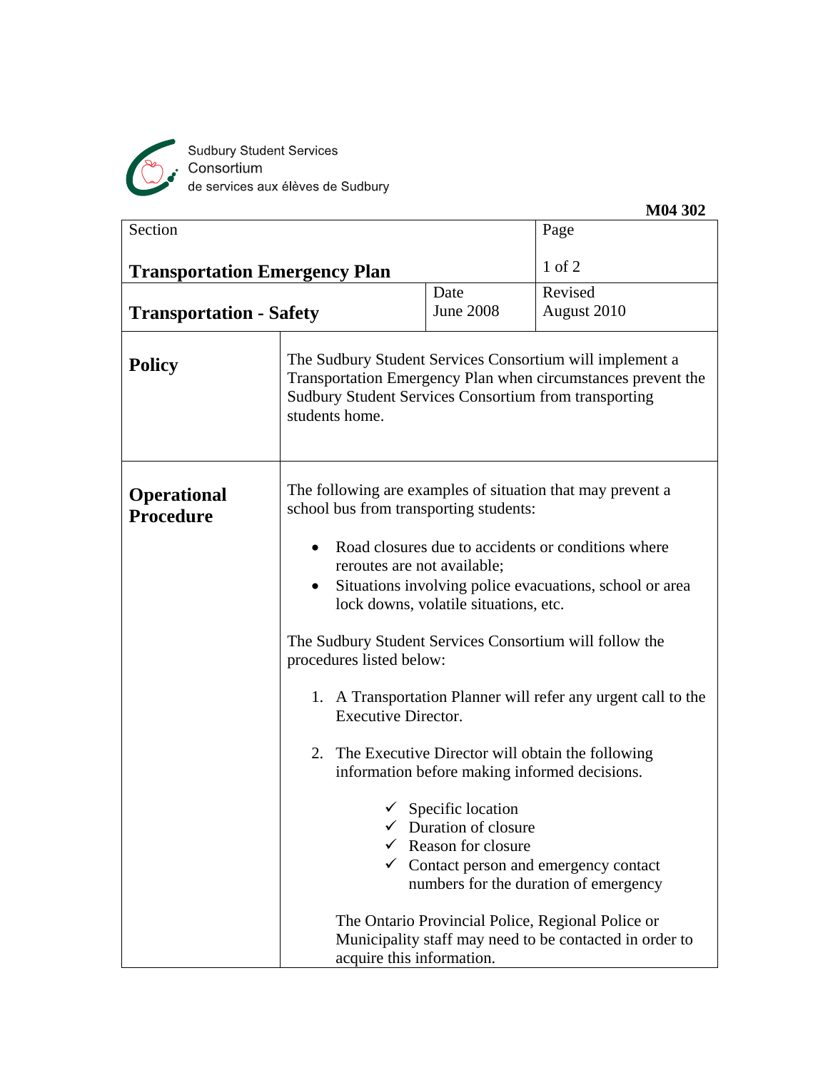Sudbury Student Services Consortium
de services aux élèves de Sudbury

**M04 302**

| Section | | Page |
|---|---|---|
| **Transportation Emergency Plan** | | 1 of 2 |
| **Transportation - Safety** | Date June 2008 | Revised August 2010 |

## Policy

The Sudbury Student Services Consortium will implement a Transportation Emergency Plan when circumstances prevent the Sudbury Student Services Consortium from transporting students home.

## Operational Procedure

The following are examples of situation that may prevent a school bus from transporting students:

- Road closures due to accidents or conditions where reroutes are not available;
- Situations involving police evacuations, school or area lock downs, volatile situations, etc.

The Sudbury Student Services Consortium will follow the procedures listed below:

1. A Transportation Planner will refer any urgent call to the Executive Director.

2. The Executive Director will obtain the following information before making informed decisions.

   - ✓ Specific location
   - ✓ Duration of closure
   - ✓ Reason for closure
   - ✓ Contact person and emergency contact numbers for the duration of emergency

   The Ontario Provincial Police, Regional Police or Municipality staff may need to be contacted in order to acquire this information.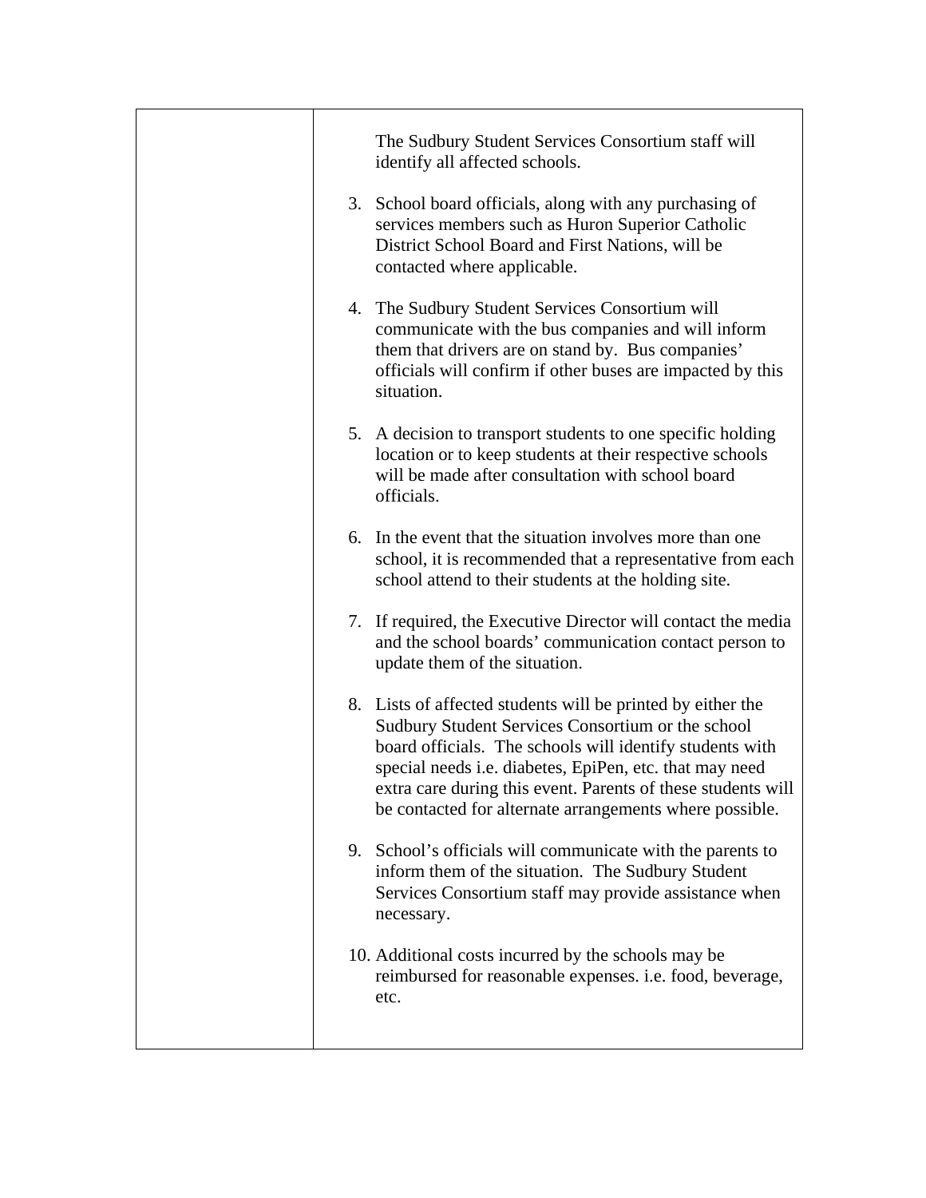| | |
|---|---|
| | The Sudbury Student Services Consortium staff will identify all affected schools.<br><br>3. School board officials, along with any purchasing of services members such as Huron Superior Catholic District School Board and First Nations, will be contacted where applicable.<br><br>4. The Sudbury Student Services Consortium will communicate with the bus companies and will inform them that drivers are on stand by. Bus companies' officials will confirm if other buses are impacted by this situation.<br><br>5. A decision to transport students to one specific holding location or to keep students at their respective schools will be made after consultation with school board officials.<br><br>6. In the event that the situation involves more than one school, it is recommended that a representative from each school attend to their students at the holding site.<br><br>7. If required, the Executive Director will contact the media and the school boards' communication contact person to update them of the situation.<br><br>8. Lists of affected students will be printed by either the Sudbury Student Services Consortium or the school board officials. The schools will identify students with special needs i.e. diabetes, EpiPen, etc. that may need extra care during this event. Parents of these students will be contacted for alternate arrangements where possible.<br><br>9. School's officials will communicate with the parents to inform them of the situation. The Sudbury Student Services Consortium staff may provide assistance when necessary.<br><br>10. Additional costs incurred by the schools may be reimbursed for reasonable expenses. i.e. food, beverage, etc. |